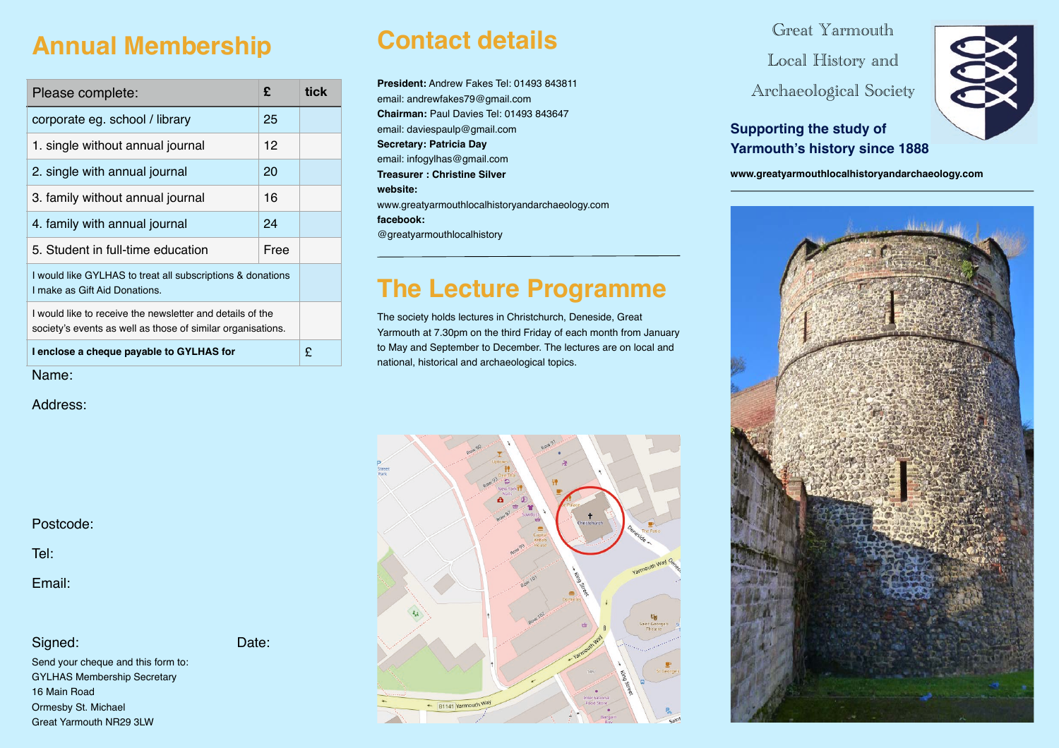# Annual Membership

| Please complete: | £ | tick |
|---|---|---|
| corporate eg. school / library | 25 | |
| 1. single without annual journal | 12 | |
| 2. single with annual journal | 20 | |
| 3. family without annual journal | 16 | |
| 4. family with annual journal | 24 | |
| 5. Student in full-time education | Free | |
| I would like GYLHAS to treat all subscriptions & donations I make as Gift Aid Donations. | | |
| I would like to receive the newsletter and details of the society's events as well as those of similar organisations. | | |
| **I enclose a cheque payable to GYLHAS for** | | £ |

Name:

Address:

Postcode:

Tel:

Email:

Signed: Date:

Send your cheque and this form to:
GYLHAS Membership Secretary
16 Main Road
Ormesby St. Michael
Great Yarmouth NR29 3LW

# Contact details

**President:** Andrew Fakes Tel: 01493 843811
email: andrewfakes79@gmail.com
**Chairman:** Paul Davies Tel: 01493 843647
email: daviespaulp@gmail.com
**Secretary: Patricia Day**
email: infogylhas@gmail.com
**Treasurer : Christine Silver**
**website:**
www.greatyarmouthlocalhistoryandarchaeology.com
**facebook:**
@greatyarmouthlocalhistory

# The Lecture Programme

The society holds lectures in Christchurch, Deneside, Great Yarmouth at 7.30pm on the third Friday of each month from January to May and September to December. The lectures are on local and national, historical and archaeological topics.

# Great Yarmouth Local History and Archaeological Society

**Supporting the study of Yarmouth's history since 1888**

**www.greatyarmouthlocalhistoryandarchaeology.com**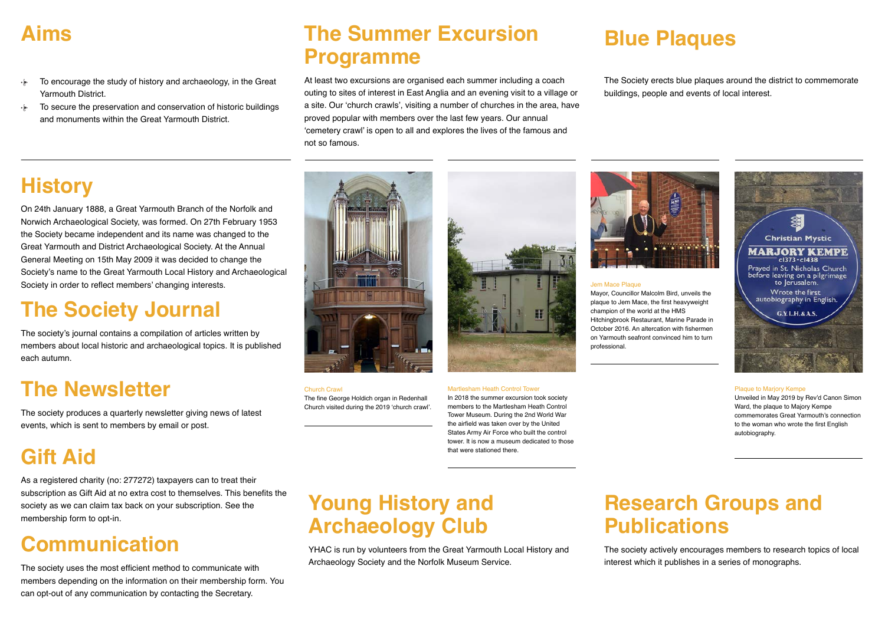## Aims

- To encourage the study of history and archaeology, in the Great Yarmouth District.
- To secure the preservation and conservation of historic buildings and monuments within the Great Yarmouth District.

## History

On 24th January 1888, a Great Yarmouth Branch of the Norfolk and Norwich Archaeological Society, was formed. On 27th February 1953 the Society became independent and its name was changed to the Great Yarmouth and District Archaeological Society. At the Annual General Meeting on 15th May 2009 it was decided to change the Society's name to the Great Yarmouth Local History and Archaeological Society in order to reflect members' changing interests.

## The Society Journal

The society's journal contains a compilation of articles written by members about local historic and archaeological topics. It is published each autumn.

## The Newsletter

The society produces a quarterly newsletter giving news of latest events, which is sent to members by email or post.

## Gift Aid

As a registered charity (no: 277272) taxpayers can to treat their subscription as Gift Aid at no extra cost to themselves. This benefits the society as we can claim tax back on your subscription. See the membership form to opt-in.

## Communication

The society uses the most efficient method to communicate with members depending on the information on their membership form. You can opt-out of any communication by contacting the Secretary.

## The Summer Excursion Programme

At least two excursions are organised each summer including a coach outing to sites of interest in East Anglia and an evening visit to a village or a site. Our 'church crawls', visiting a number of churches in the area, have proved popular with members over the last few years. Our annual 'cemetery crawl' is open to all and explores the lives of the famous and not so famous.

Church Crawl
The fine George Holdich organ in Redenhall Church visited during the 2019 'church crawl'.

Martlesham Heath Control Tower
In 2018 the summer excursion took society members to the Martlesham Heath Control Tower Museum. During the 2nd World War the airfield was taken over by the United States Army Air Force who built the control tower. It is now a museum dedicated to those that were stationed there.

## Blue Plaques

The Society erects blue plaques around the district to commemorate buildings, people and events of local interest.

Jem Mace Plaque
Mayor, Councillor Malcolm Bird, unveils the plaque to Jem Mace, the first heavyweight champion of the world at the HMS Hitchingbrook Restaurant, Marine Parade in October 2016. An altercation with fishermen on Yarmouth seafront convinced him to turn professional.

Plaque to Marjory Kempe
Unveiled in May 2019 by Rev'd Canon Simon Ward, the plaque to Majory Kempe commemorates Great Yarmouth's connection to the woman who wrote the first English autobiography.

## Young History and Archaeology Club

YHAC is run by volunteers from the Great Yarmouth Local History and Archaeology Society and the Norfolk Museum Service.

## Research Groups and Publications

The society actively encourages members to research topics of local interest which it publishes in a series of monographs.